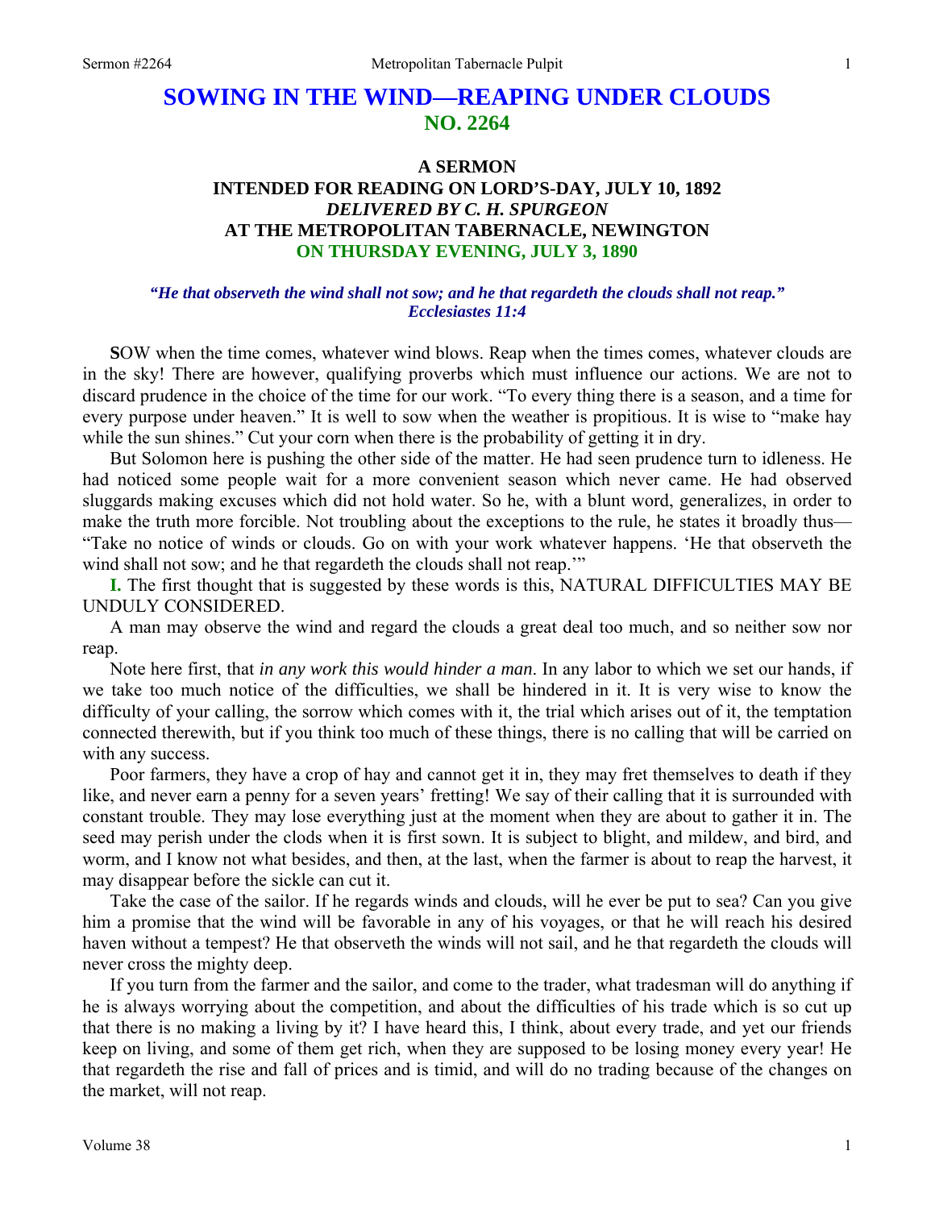# SOWING IN THE WIND—REAPING UNDER CLOUDS
## NO. 2264

### A SERMON
### INTENDED FOR READING ON LORD'S-DAY, JULY 10, 1892
### *DELIVERED BY C. H. SPURGEON*
### AT THE METROPOLITAN TABERNACLE, NEWINGTON
### ON THURSDAY EVENING, JULY 3, 1890

***"He that observeth the wind shall not sow; and he that regardeth the clouds shall not reap." Ecclesiastes 11:4***

**S**OW when the time comes, whatever wind blows. Reap when the times comes, whatever clouds are in the sky! There are however, qualifying proverbs which must influence our actions. We are not to discard prudence in the choice of the time for our work. "To every thing there is a season, and a time for every purpose under heaven." It is well to sow when the weather is propitious. It is wise to "make hay while the sun shines." Cut your corn when there is the probability of getting it in dry.

But Solomon here is pushing the other side of the matter. He had seen prudence turn to idleness. He had noticed some people wait for a more convenient season which never came. He had observed sluggards making excuses which did not hold water. So he, with a blunt word, generalizes, in order to make the truth more forcible. Not troubling about the exceptions to the rule, he states it broadly thus—"Take no notice of winds or clouds. Go on with your work whatever happens. 'He that observeth the wind shall not sow; and he that regardeth the clouds shall not reap.'"

**I.** The first thought that is suggested by these words is this, NATURAL DIFFICULTIES MAY BE UNDULY CONSIDERED.

A man may observe the wind and regard the clouds a great deal too much, and so neither sow nor reap.

Note here first, that *in any work this would hinder a man*. In any labor to which we set our hands, if we take too much notice of the difficulties, we shall be hindered in it. It is very wise to know the difficulty of your calling, the sorrow which comes with it, the trial which arises out of it, the temptation connected therewith, but if you think too much of these things, there is no calling that will be carried on with any success.

Poor farmers, they have a crop of hay and cannot get it in, they may fret themselves to death if they like, and never earn a penny for a seven years' fretting! We say of their calling that it is surrounded with constant trouble. They may lose everything just at the moment when they are about to gather it in. The seed may perish under the clods when it is first sown. It is subject to blight, and mildew, and bird, and worm, and I know not what besides, and then, at the last, when the farmer is about to reap the harvest, it may disappear before the sickle can cut it.

Take the case of the sailor. If he regards winds and clouds, will he ever be put to sea? Can you give him a promise that the wind will be favorable in any of his voyages, or that he will reach his desired haven without a tempest? He that observeth the winds will not sail, and he that regardeth the clouds will never cross the mighty deep.

If you turn from the farmer and the sailor, and come to the trader, what tradesman will do anything if he is always worrying about the competition, and about the difficulties of his trade which is so cut up that there is no making a living by it? I have heard this, I think, about every trade, and yet our friends keep on living, and some of them get rich, when they are supposed to be losing money every year! He that regardeth the rise and fall of prices and is timid, and will do no trading because of the changes on the market, will not reap.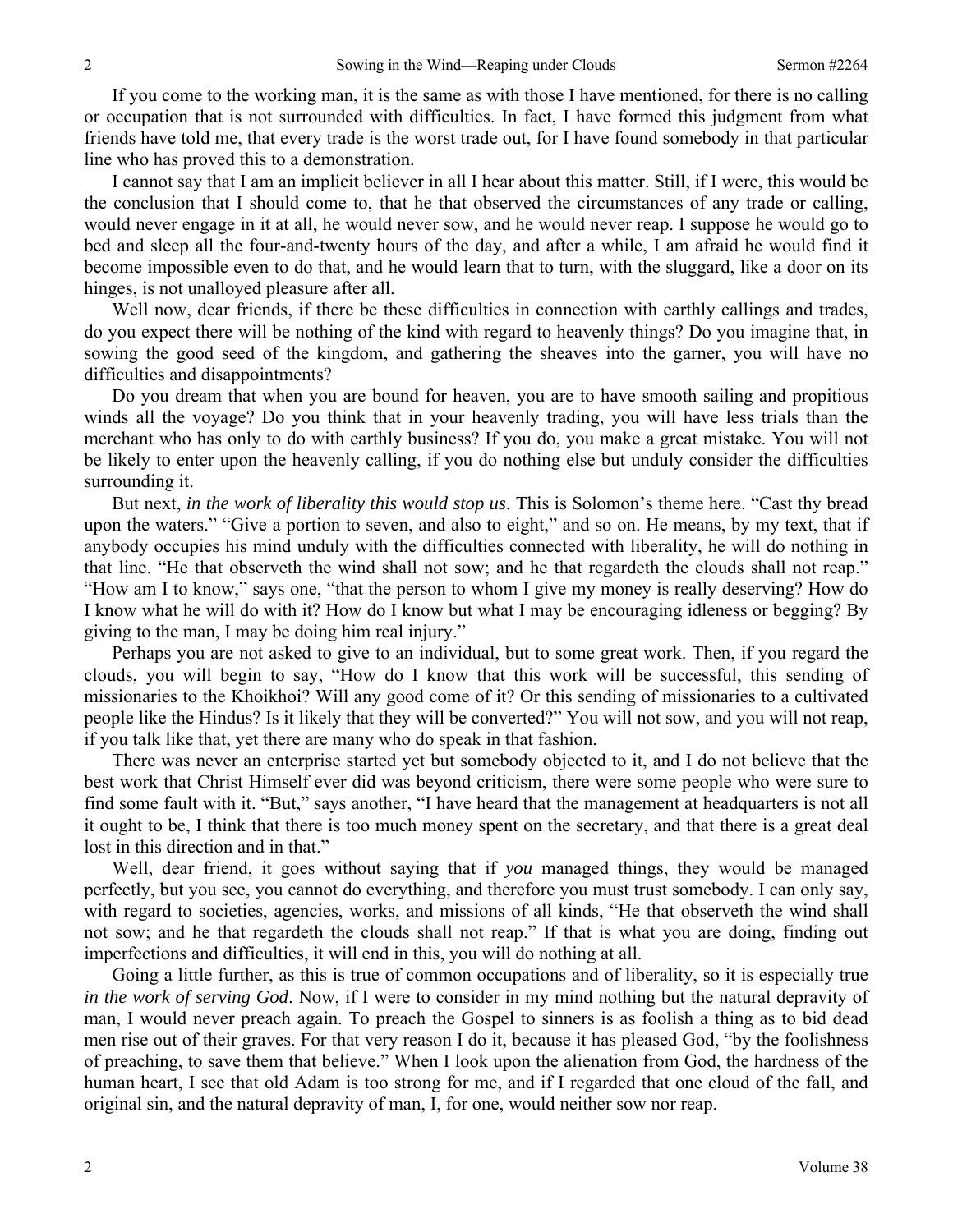If you come to the working man, it is the same as with those I have mentioned, for there is no calling or occupation that is not surrounded with difficulties. In fact, I have formed this judgment from what friends have told me, that every trade is the worst trade out, for I have found somebody in that particular line who has proved this to a demonstration.

I cannot say that I am an implicit believer in all I hear about this matter. Still, if I were, this would be the conclusion that I should come to, that he that observed the circumstances of any trade or calling, would never engage in it at all, he would never sow, and he would never reap. I suppose he would go to bed and sleep all the four-and-twenty hours of the day, and after a while, I am afraid he would find it become impossible even to do that, and he would learn that to turn, with the sluggard, like a door on its hinges, is not unalloyed pleasure after all.

Well now, dear friends, if there be these difficulties in connection with earthly callings and trades, do you expect there will be nothing of the kind with regard to heavenly things? Do you imagine that, in sowing the good seed of the kingdom, and gathering the sheaves into the garner, you will have no difficulties and disappointments?

Do you dream that when you are bound for heaven, you are to have smooth sailing and propitious winds all the voyage? Do you think that in your heavenly trading, you will have less trials than the merchant who has only to do with earthly business? If you do, you make a great mistake. You will not be likely to enter upon the heavenly calling, if you do nothing else but unduly consider the difficulties surrounding it.

But next, *in the work of liberality this would stop us*. This is Solomon's theme here. "Cast thy bread upon the waters." "Give a portion to seven, and also to eight," and so on. He means, by my text, that if anybody occupies his mind unduly with the difficulties connected with liberality, he will do nothing in that line. "He that observeth the wind shall not sow; and he that regardeth the clouds shall not reap." "How am I to know," says one, "that the person to whom I give my money is really deserving? How do I know what he will do with it? How do I know but what I may be encouraging idleness or begging? By giving to the man, I may be doing him real injury."

Perhaps you are not asked to give to an individual, but to some great work. Then, if you regard the clouds, you will begin to say, "How do I know that this work will be successful, this sending of missionaries to the Khoikhoi? Will any good come of it? Or this sending of missionaries to a cultivated people like the Hindus? Is it likely that they will be converted?" You will not sow, and you will not reap, if you talk like that, yet there are many who do speak in that fashion.

There was never an enterprise started yet but somebody objected to it, and I do not believe that the best work that Christ Himself ever did was beyond criticism, there were some people who were sure to find some fault with it. "But," says another, "I have heard that the management at headquarters is not all it ought to be, I think that there is too much money spent on the secretary, and that there is a great deal lost in this direction and in that."

Well, dear friend, it goes without saying that if *you* managed things, they would be managed perfectly, but you see, you cannot do everything, and therefore you must trust somebody. I can only say, with regard to societies, agencies, works, and missions of all kinds, "He that observeth the wind shall not sow; and he that regardeth the clouds shall not reap." If that is what you are doing, finding out imperfections and difficulties, it will end in this, you will do nothing at all.

Going a little further, as this is true of common occupations and of liberality, so it is especially true *in the work of serving God*. Now, if I were to consider in my mind nothing but the natural depravity of man, I would never preach again. To preach the Gospel to sinners is as foolish a thing as to bid dead men rise out of their graves. For that very reason I do it, because it has pleased God, "by the foolishness of preaching, to save them that believe." When I look upon the alienation from God, the hardness of the human heart, I see that old Adam is too strong for me, and if I regarded that one cloud of the fall, and original sin, and the natural depravity of man, I, for one, would neither sow nor reap.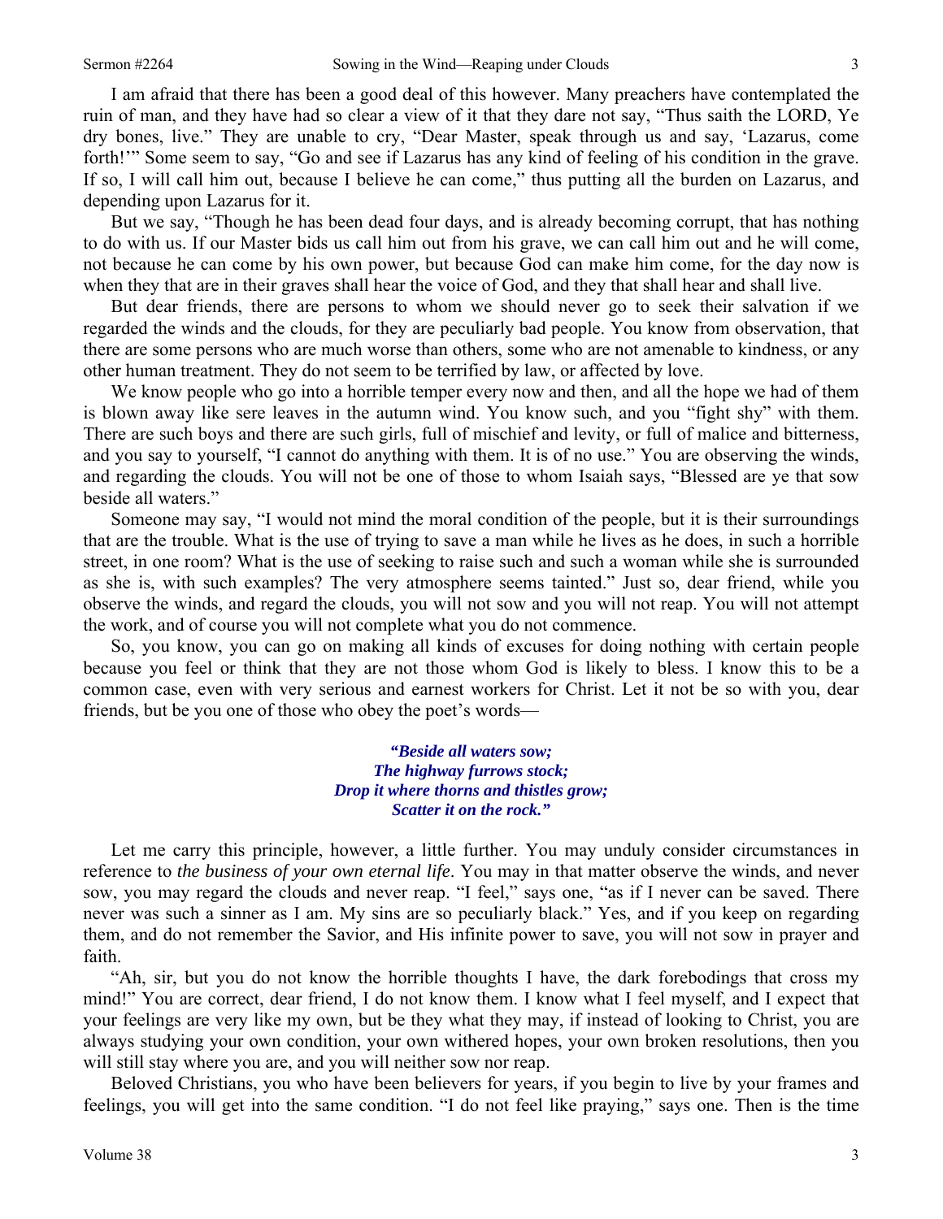I am afraid that there has been a good deal of this however. Many preachers have contemplated the ruin of man, and they have had so clear a view of it that they dare not say, "Thus saith the LORD, Ye dry bones, live." They are unable to cry, "Dear Master, speak through us and say, 'Lazarus, come forth!'" Some seem to say, "Go and see if Lazarus has any kind of feeling of his condition in the grave. If so, I will call him out, because I believe he can come," thus putting all the burden on Lazarus, and depending upon Lazarus for it.

But we say, "Though he has been dead four days, and is already becoming corrupt, that has nothing to do with us. If our Master bids us call him out from his grave, we can call him out and he will come, not because he can come by his own power, but because God can make him come, for the day now is when they that are in their graves shall hear the voice of God, and they that shall hear and shall live.

But dear friends, there are persons to whom we should never go to seek their salvation if we regarded the winds and the clouds, for they are peculiarly bad people. You know from observation, that there are some persons who are much worse than others, some who are not amenable to kindness, or any other human treatment. They do not seem to be terrified by law, or affected by love.

We know people who go into a horrible temper every now and then, and all the hope we had of them is blown away like sere leaves in the autumn wind. You know such, and you "fight shy" with them. There are such boys and there are such girls, full of mischief and levity, or full of malice and bitterness, and you say to yourself, "I cannot do anything with them. It is of no use." You are observing the winds, and regarding the clouds. You will not be one of those to whom Isaiah says, "Blessed are ye that sow beside all waters."

Someone may say, "I would not mind the moral condition of the people, but it is their surroundings that are the trouble. What is the use of trying to save a man while he lives as he does, in such a horrible street, in one room? What is the use of seeking to raise such and such a woman while she is surrounded as she is, with such examples? The very atmosphere seems tainted." Just so, dear friend, while you observe the winds, and regard the clouds, you will not sow and you will not reap. You will not attempt the work, and of course you will not complete what you do not commence.

So, you know, you can go on making all kinds of excuses for doing nothing with certain people because you feel or think that they are not those whom God is likely to bless. I know this to be a common case, even with very serious and earnest workers for Christ. Let it not be so with you, dear friends, but be you one of those who obey the poet's words—

> ***"Beside all waters sow;***
> ***The highway furrows stock;***
> ***Drop it where thorns and thistles grow;***
> ***Scatter it on the rock."***

Let me carry this principle, however, a little further. You may unduly consider circumstances in reference to *the business of your own eternal life*. You may in that matter observe the winds, and never sow, you may regard the clouds and never reap. "I feel," says one, "as if I never can be saved. There never was such a sinner as I am. My sins are so peculiarly black." Yes, and if you keep on regarding them, and do not remember the Savior, and His infinite power to save, you will not sow in prayer and faith.

"Ah, sir, but you do not know the horrible thoughts I have, the dark forebodings that cross my mind!" You are correct, dear friend, I do not know them. I know what I feel myself, and I expect that your feelings are very like my own, but be they what they may, if instead of looking to Christ, you are always studying your own condition, your own withered hopes, your own broken resolutions, then you will still stay where you are, and you will neither sow nor reap.

Beloved Christians, you who have been believers for years, if you begin to live by your frames and feelings, you will get into the same condition. "I do not feel like praying," says one. Then is the time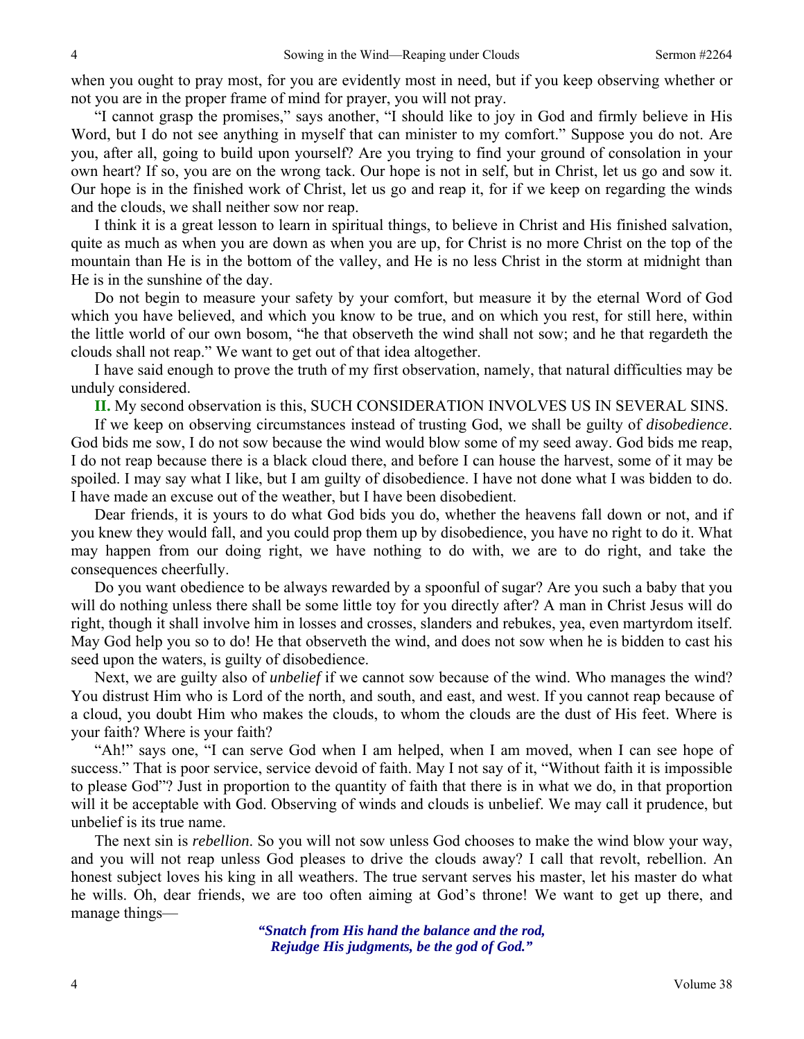when you ought to pray most, for you are evidently most in need, but if you keep observing whether or not you are in the proper frame of mind for prayer, you will not pray.

"I cannot grasp the promises," says another, "I should like to joy in God and firmly believe in His Word, but I do not see anything in myself that can minister to my comfort." Suppose you do not. Are you, after all, going to build upon yourself? Are you trying to find your ground of consolation in your own heart? If so, you are on the wrong tack. Our hope is not in self, but in Christ, let us go and sow it. Our hope is in the finished work of Christ, let us go and reap it, for if we keep on regarding the winds and the clouds, we shall neither sow nor reap.

I think it is a great lesson to learn in spiritual things, to believe in Christ and His finished salvation, quite as much as when you are down as when you are up, for Christ is no more Christ on the top of the mountain than He is in the bottom of the valley, and He is no less Christ in the storm at midnight than He is in the sunshine of the day.

Do not begin to measure your safety by your comfort, but measure it by the eternal Word of God which you have believed, and which you know to be true, and on which you rest, for still here, within the little world of our own bosom, "he that observeth the wind shall not sow; and he that regardeth the clouds shall not reap." We want to get out of that idea altogether.

I have said enough to prove the truth of my first observation, namely, that natural difficulties may be unduly considered.

**II.** My second observation is this, SUCH CONSIDERATION INVOLVES US IN SEVERAL SINS.

If we keep on observing circumstances instead of trusting God, we shall be guilty of *disobedience*. God bids me sow, I do not sow because the wind would blow some of my seed away. God bids me reap, I do not reap because there is a black cloud there, and before I can house the harvest, some of it may be spoiled. I may say what I like, but I am guilty of disobedience. I have not done what I was bidden to do. I have made an excuse out of the weather, but I have been disobedient.

Dear friends, it is yours to do what God bids you do, whether the heavens fall down or not, and if you knew they would fall, and you could prop them up by disobedience, you have no right to do it. What may happen from our doing right, we have nothing to do with, we are to do right, and take the consequences cheerfully.

Do you want obedience to be always rewarded by a spoonful of sugar? Are you such a baby that you will do nothing unless there shall be some little toy for you directly after? A man in Christ Jesus will do right, though it shall involve him in losses and crosses, slanders and rebukes, yea, even martyrdom itself. May God help you so to do! He that observeth the wind, and does not sow when he is bidden to cast his seed upon the waters, is guilty of disobedience.

Next, we are guilty also of *unbelief* if we cannot sow because of the wind. Who manages the wind? You distrust Him who is Lord of the north, and south, and east, and west. If you cannot reap because of a cloud, you doubt Him who makes the clouds, to whom the clouds are the dust of His feet. Where is your faith? Where is your faith?

"Ah!" says one, "I can serve God when I am helped, when I am moved, when I can see hope of success." That is poor service, service devoid of faith. May I not say of it, "Without faith it is impossible to please God"? Just in proportion to the quantity of faith that there is in what we do, in that proportion will it be acceptable with God. Observing of winds and clouds is unbelief. We may call it prudence, but unbelief is its true name.

The next sin is *rebellion*. So you will not sow unless God chooses to make the wind blow your way, and you will not reap unless God pleases to drive the clouds away? I call that revolt, rebellion. An honest subject loves his king in all weathers. The true servant serves his master, let his master do what he wills. Oh, dear friends, we are too often aiming at God's throne! We want to get up there, and manage things—

> ***"Snatch from His hand the balance and the rod,***
> ***Rejudge His judgments, be the god of God."***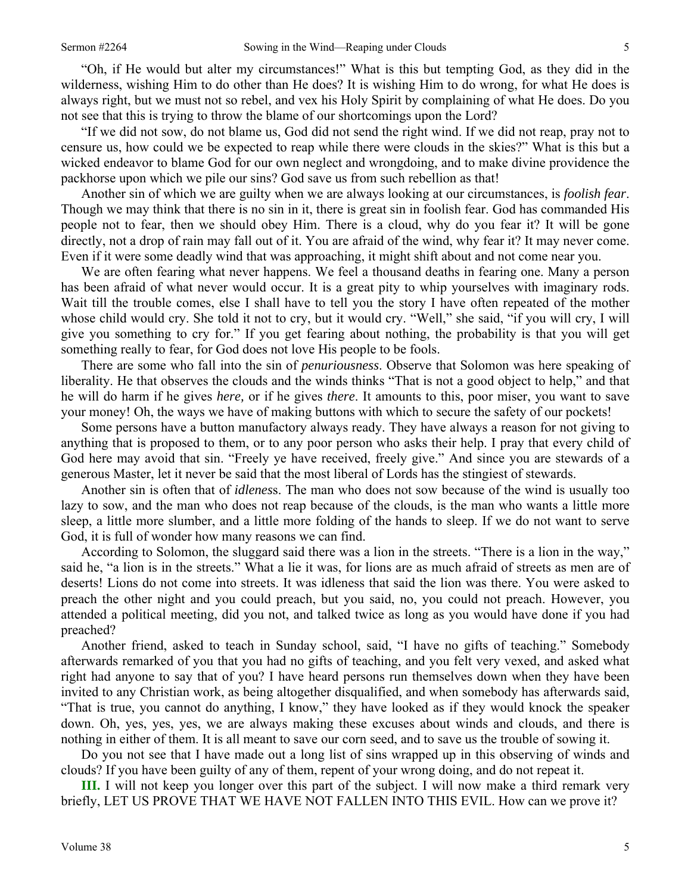"Oh, if He would but alter my circumstances!" What is this but tempting God, as they did in the wilderness, wishing Him to do other than He does? It is wishing Him to do wrong, for what He does is always right, but we must not so rebel, and vex his Holy Spirit by complaining of what He does. Do you not see that this is trying to throw the blame of our shortcomings upon the Lord?

"If we did not sow, do not blame us, God did not send the right wind. If we did not reap, pray not to censure us, how could we be expected to reap while there were clouds in the skies?" What is this but a wicked endeavor to blame God for our own neglect and wrongdoing, and to make divine providence the packhorse upon which we pile our sins? God save us from such rebellion as that!

Another sin of which we are guilty when we are always looking at our circumstances, is *foolish fear*. Though we may think that there is no sin in it, there is great sin in foolish fear. God has commanded His people not to fear, then we should obey Him. There is a cloud, why do you fear it? It will be gone directly, not a drop of rain may fall out of it. You are afraid of the wind, why fear it? It may never come. Even if it were some deadly wind that was approaching, it might shift about and not come near you.

We are often fearing what never happens. We feel a thousand deaths in fearing one. Many a person has been afraid of what never would occur. It is a great pity to whip yourselves with imaginary rods. Wait till the trouble comes, else I shall have to tell you the story I have often repeated of the mother whose child would cry. She told it not to cry, but it would cry. "Well," she said, "if you will cry, I will give you something to cry for." If you get fearing about nothing, the probability is that you will get something really to fear, for God does not love His people to be fools.

There are some who fall into the sin of *penuriousness*. Observe that Solomon was here speaking of liberality. He that observes the clouds and the winds thinks "That is not a good object to help," and that he will do harm if he gives *here,* or if he gives *there*. It amounts to this, poor miser, you want to save your money! Oh, the ways we have of making buttons with which to secure the safety of our pockets!

Some persons have a button manufactory always ready. They have always a reason for not giving to anything that is proposed to them, or to any poor person who asks their help. I pray that every child of God here may avoid that sin. "Freely ye have received, freely give." And since you are stewards of a generous Master, let it never be said that the most liberal of Lords has the stingiest of stewards.

Another sin is often that of *idleness*. The man who does not sow because of the wind is usually too lazy to sow, and the man who does not reap because of the clouds, is the man who wants a little more sleep, a little more slumber, and a little more folding of the hands to sleep. If we do not want to serve God, it is full of wonder how many reasons we can find.

According to Solomon, the sluggard said there was a lion in the streets. "There is a lion in the way," said he, "a lion is in the streets." What a lie it was, for lions are as much afraid of streets as men are of deserts! Lions do not come into streets. It was idleness that said the lion was there. You were asked to preach the other night and you could preach, but you said, no, you could not preach. However, you attended a political meeting, did you not, and talked twice as long as you would have done if you had preached?

Another friend, asked to teach in Sunday school, said, "I have no gifts of teaching." Somebody afterwards remarked of you that you had no gifts of teaching, and you felt very vexed, and asked what right had anyone to say that of you? I have heard persons run themselves down when they have been invited to any Christian work, as being altogether disqualified, and when somebody has afterwards said, "That is true, you cannot do anything, I know," they have looked as if they would knock the speaker down. Oh, yes, yes, yes, we are always making these excuses about winds and clouds, and there is nothing in either of them. It is all meant to save our corn seed, and to save us the trouble of sowing it.

Do you not see that I have made out a long list of sins wrapped up in this observing of winds and clouds? If you have been guilty of any of them, repent of your wrong doing, and do not repeat it.

**III.** I will not keep you longer over this part of the subject. I will now make a third remark very briefly, LET US PROVE THAT WE HAVE NOT FALLEN INTO THIS EVIL. How can we prove it?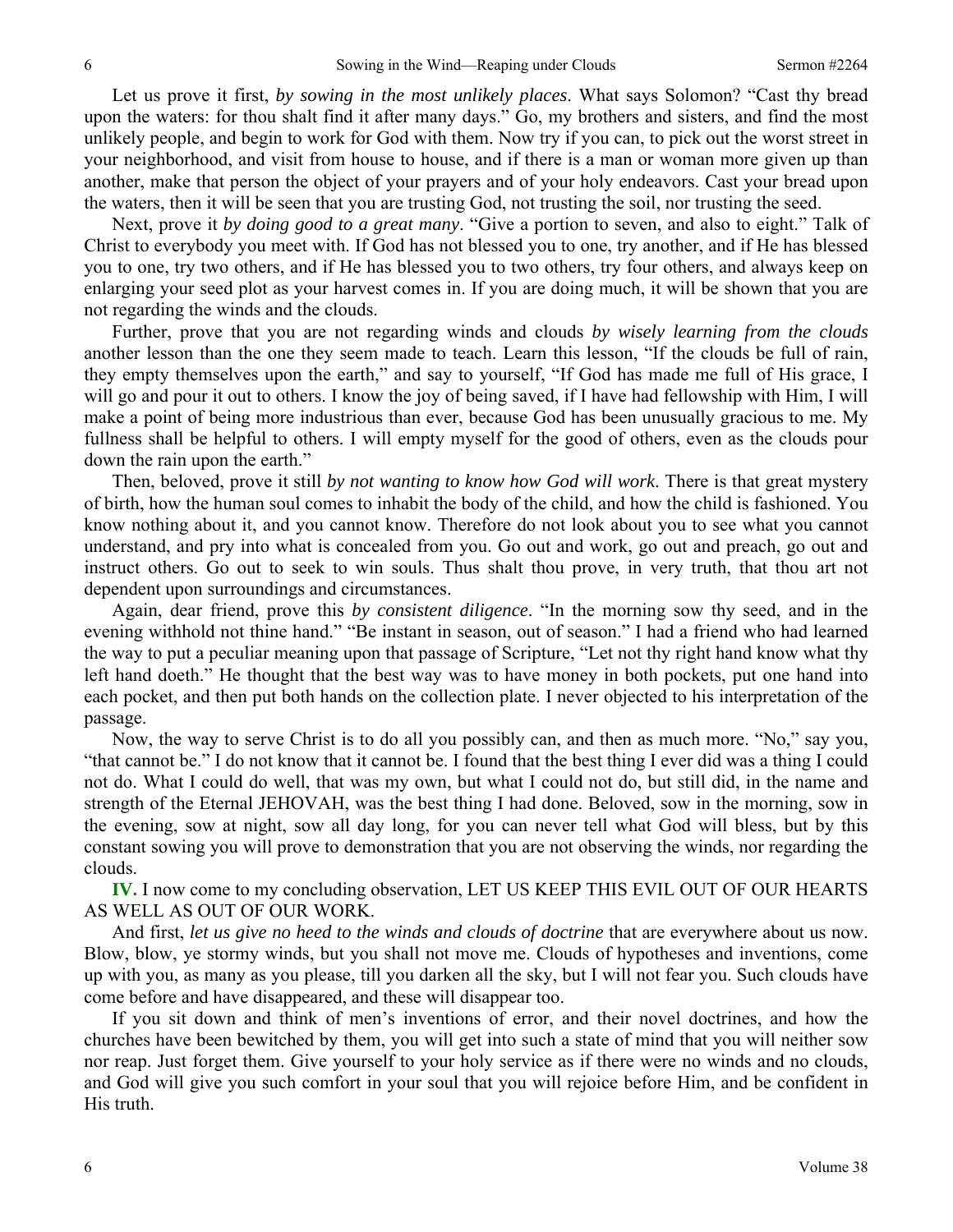Let us prove it first, *by sowing in the most unlikely places*. What says Solomon? "Cast thy bread upon the waters: for thou shalt find it after many days." Go, my brothers and sisters, and find the most unlikely people, and begin to work for God with them. Now try if you can, to pick out the worst street in your neighborhood, and visit from house to house, and if there is a man or woman more given up than another, make that person the object of your prayers and of your holy endeavors. Cast your bread upon the waters, then it will be seen that you are trusting God, not trusting the soil, nor trusting the seed.

Next, prove it *by doing good to a great many*. "Give a portion to seven, and also to eight." Talk of Christ to everybody you meet with. If God has not blessed you to one, try another, and if He has blessed you to one, try two others, and if He has blessed you to two others, try four others, and always keep on enlarging your seed plot as your harvest comes in. If you are doing much, it will be shown that you are not regarding the winds and the clouds.

Further, prove that you are not regarding winds and clouds *by wisely learning from the clouds* another lesson than the one they seem made to teach. Learn this lesson, "If the clouds be full of rain, they empty themselves upon the earth," and say to yourself, "If God has made me full of His grace, I will go and pour it out to others. I know the joy of being saved, if I have had fellowship with Him, I will make a point of being more industrious than ever, because God has been unusually gracious to me. My fullness shall be helpful to others. I will empty myself for the good of others, even as the clouds pour down the rain upon the earth."

Then, beloved, prove it still *by not wanting to know how God will work*. There is that great mystery of birth, how the human soul comes to inhabit the body of the child, and how the child is fashioned. You know nothing about it, and you cannot know. Therefore do not look about you to see what you cannot understand, and pry into what is concealed from you. Go out and work, go out and preach, go out and instruct others. Go out to seek to win souls. Thus shalt thou prove, in very truth, that thou art not dependent upon surroundings and circumstances.

Again, dear friend, prove this *by consistent diligence*. "In the morning sow thy seed, and in the evening withhold not thine hand." "Be instant in season, out of season." I had a friend who had learned the way to put a peculiar meaning upon that passage of Scripture, "Let not thy right hand know what thy left hand doeth." He thought that the best way was to have money in both pockets, put one hand into each pocket, and then put both hands on the collection plate. I never objected to his interpretation of the passage.

Now, the way to serve Christ is to do all you possibly can, and then as much more. "No," say you, "that cannot be." I do not know that it cannot be. I found that the best thing I ever did was a thing I could not do. What I could do well, that was my own, but what I could not do, but still did, in the name and strength of the Eternal JEHOVAH, was the best thing I had done. Beloved, sow in the morning, sow in the evening, sow at night, sow all day long, for you can never tell what God will bless, but by this constant sowing you will prove to demonstration that you are not observing the winds, nor regarding the clouds.

**IV.** I now come to my concluding observation, LET US KEEP THIS EVIL OUT OF OUR HEARTS AS WELL AS OUT OF OUR WORK.

And first, *let us give no heed to the winds and clouds of doctrine* that are everywhere about us now. Blow, blow, ye stormy winds, but you shall not move me. Clouds of hypotheses and inventions, come up with you, as many as you please, till you darken all the sky, but I will not fear you. Such clouds have come before and have disappeared, and these will disappear too.

If you sit down and think of men's inventions of error, and their novel doctrines, and how the churches have been bewitched by them, you will get into such a state of mind that you will neither sow nor reap. Just forget them. Give yourself to your holy service as if there were no winds and no clouds, and God will give you such comfort in your soul that you will rejoice before Him, and be confident in His truth.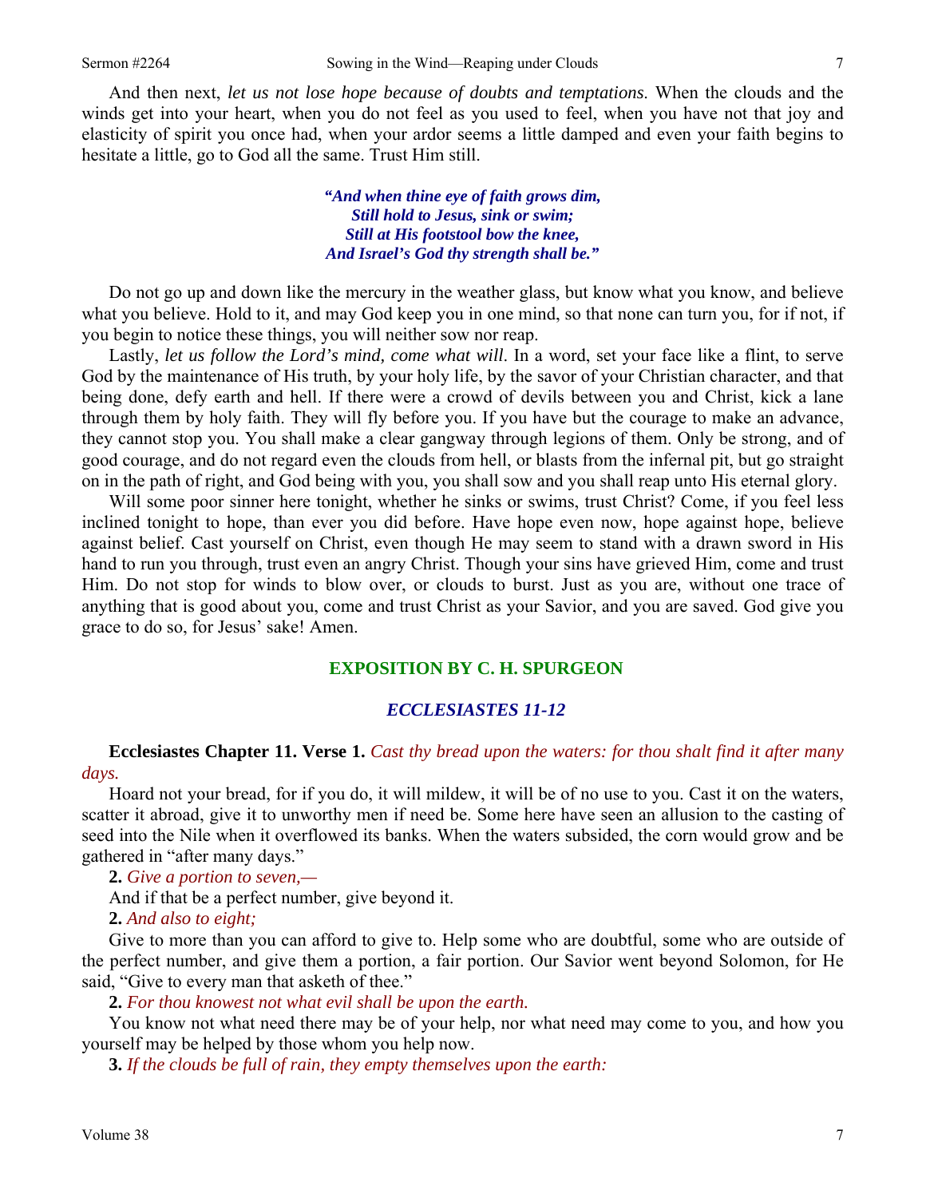And then next, *let us not lose hope because of doubts and temptations.* When the clouds and the winds get into your heart, when you do not feel as you used to feel, when you have not that joy and elasticity of spirit you once had, when your ardor seems a little damped and even your faith begins to hesitate a little, go to God all the same. Trust Him still.

> ***"And when thine eye of faith grows dim,***
> ***Still hold to Jesus, sink or swim;***
> ***Still at His footstool bow the knee,***
> ***And Israel's God thy strength shall be."***

Do not go up and down like the mercury in the weather glass, but know what you know, and believe what you believe. Hold to it, and may God keep you in one mind, so that none can turn you, for if not, if you begin to notice these things, you will neither sow nor reap.

Lastly, *let us follow the Lord's mind, come what will*. In a word, set your face like a flint, to serve God by the maintenance of His truth, by your holy life, by the savor of your Christian character, and that being done, defy earth and hell. If there were a crowd of devils between you and Christ, kick a lane through them by holy faith. They will fly before you. If you have but the courage to make an advance, they cannot stop you. You shall make a clear gangway through legions of them. Only be strong, and of good courage, and do not regard even the clouds from hell, or blasts from the infernal pit, but go straight on in the path of right, and God being with you, you shall sow and you shall reap unto His eternal glory.

Will some poor sinner here tonight, whether he sinks or swims, trust Christ? Come, if you feel less inclined tonight to hope, than ever you did before. Have hope even now, hope against hope, believe against belief. Cast yourself on Christ, even though He may seem to stand with a drawn sword in His hand to run you through, trust even an angry Christ. Though your sins have grieved Him, come and trust Him. Do not stop for winds to blow over, or clouds to burst. Just as you are, without one trace of anything that is good about you, come and trust Christ as your Savior, and you are saved. God give you grace to do so, for Jesus' sake! Amen.

## EXPOSITION BY C. H. SPURGEON

### *ECCLESIASTES 11-12*

**Ecclesiastes Chapter 11. Verse 1.** *Cast thy bread upon the waters: for thou shalt find it after many days.*

Hoard not your bread, for if you do, it will mildew, it will be of no use to you. Cast it on the waters, scatter it abroad, give it to unworthy men if need be. Some here have seen an allusion to the casting of seed into the Nile when it overflowed its banks. When the waters subsided, the corn would grow and be gathered in "after many days."

**2.** *Give a portion to seven,—*

And if that be a perfect number, give beyond it.

**2.** *And also to eight;*

Give to more than you can afford to give to. Help some who are doubtful, some who are outside of the perfect number, and give them a portion, a fair portion. Our Savior went beyond Solomon, for He said, "Give to every man that asketh of thee."

**2.** *For thou knowest not what evil shall be upon the earth.*

You know not what need there may be of your help, nor what need may come to you, and how you yourself may be helped by those whom you help now.

**3.** *If the clouds be full of rain, they empty themselves upon the earth:*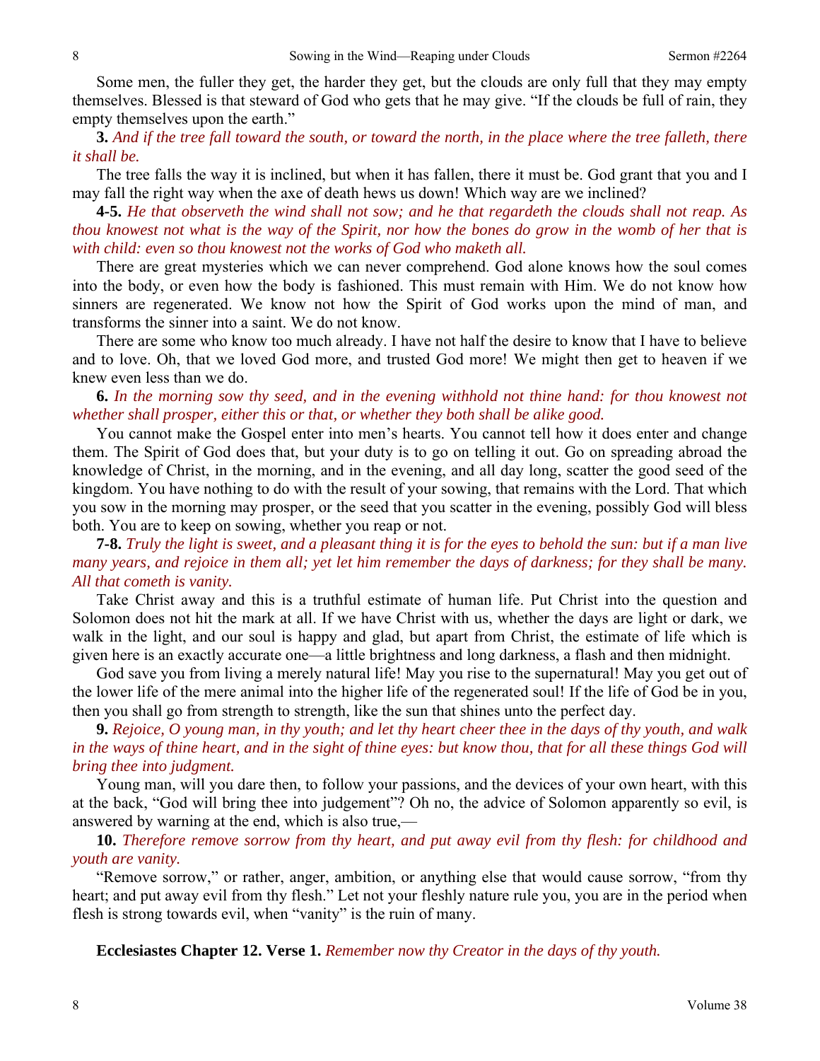Some men, the fuller they get, the harder they get, but the clouds are only full that they may empty themselves. Blessed is that steward of God who gets that he may give. "If the clouds be full of rain, they empty themselves upon the earth."

**3.** *And if the tree fall toward the south, or toward the north, in the place where the tree falleth, there it shall be.*

The tree falls the way it is inclined, but when it has fallen, there it must be. God grant that you and I may fall the right way when the axe of death hews us down! Which way are we inclined?

**4-5.** *He that observeth the wind shall not sow; and he that regardeth the clouds shall not reap. As thou knowest not what is the way of the Spirit, nor how the bones do grow in the womb of her that is with child: even so thou knowest not the works of God who maketh all.*

There are great mysteries which we can never comprehend. God alone knows how the soul comes into the body, or even how the body is fashioned. This must remain with Him. We do not know how sinners are regenerated. We know not how the Spirit of God works upon the mind of man, and transforms the sinner into a saint. We do not know.

There are some who know too much already. I have not half the desire to know that I have to believe and to love. Oh, that we loved God more, and trusted God more! We might then get to heaven if we knew even less than we do.

**6.** *In the morning sow thy seed, and in the evening withhold not thine hand: for thou knowest not whether shall prosper, either this or that, or whether they both shall be alike good.*

You cannot make the Gospel enter into men's hearts. You cannot tell how it does enter and change them. The Spirit of God does that, but your duty is to go on telling it out. Go on spreading abroad the knowledge of Christ, in the morning, and in the evening, and all day long, scatter the good seed of the kingdom. You have nothing to do with the result of your sowing, that remains with the Lord. That which you sow in the morning may prosper, or the seed that you scatter in the evening, possibly God will bless both. You are to keep on sowing, whether you reap or not.

**7-8.** *Truly the light is sweet, and a pleasant thing it is for the eyes to behold the sun: but if a man live many years, and rejoice in them all; yet let him remember the days of darkness; for they shall be many. All that cometh is vanity.*

Take Christ away and this is a truthful estimate of human life. Put Christ into the question and Solomon does not hit the mark at all. If we have Christ with us, whether the days are light or dark, we walk in the light, and our soul is happy and glad, but apart from Christ, the estimate of life which is given here is an exactly accurate one—a little brightness and long darkness, a flash and then midnight.

God save you from living a merely natural life! May you rise to the supernatural! May you get out of the lower life of the mere animal into the higher life of the regenerated soul! If the life of God be in you, then you shall go from strength to strength, like the sun that shines unto the perfect day.

**9.** *Rejoice, O young man, in thy youth; and let thy heart cheer thee in the days of thy youth, and walk in the ways of thine heart, and in the sight of thine eyes: but know thou, that for all these things God will bring thee into judgment.*

Young man, will you dare then, to follow your passions, and the devices of your own heart, with this at the back, "God will bring thee into judgement"? Oh no, the advice of Solomon apparently so evil, is answered by warning at the end, which is also true,—

**10.** *Therefore remove sorrow from thy heart, and put away evil from thy flesh: for childhood and youth are vanity.*

"Remove sorrow," or rather, anger, ambition, or anything else that would cause sorrow, "from thy heart; and put away evil from thy flesh." Let not your fleshly nature rule you, you are in the period when flesh is strong towards evil, when "vanity" is the ruin of many.

**Ecclesiastes Chapter 12. Verse 1.** *Remember now thy Creator in the days of thy youth.*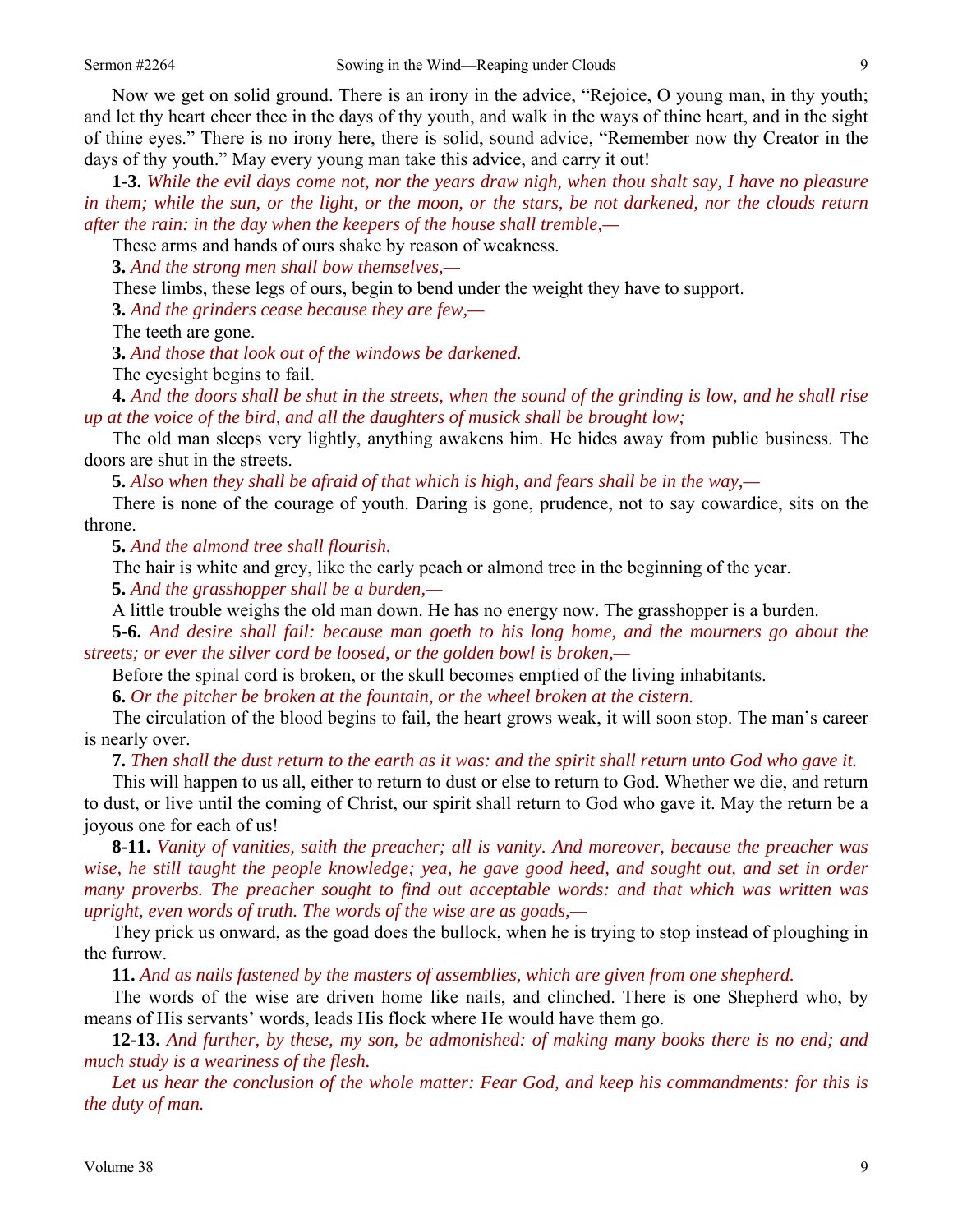Now we get on solid ground. There is an irony in the advice, "Rejoice, O young man, in thy youth; and let thy heart cheer thee in the days of thy youth, and walk in the ways of thine heart, and in the sight of thine eyes." There is no irony here, there is solid, sound advice, "Remember now thy Creator in the days of thy youth." May every young man take this advice, and carry it out!

**1-3.** *While the evil days come not, nor the years draw nigh, when thou shalt say, I have no pleasure in them; while the sun, or the light, or the moon, or the stars, be not darkened, nor the clouds return after the rain: in the day when the keepers of the house shall tremble,—*

These arms and hands of ours shake by reason of weakness.

**3.** *And the strong men shall bow themselves,—*

These limbs, these legs of ours, begin to bend under the weight they have to support.

**3.** *And the grinders cease because they are few,—*

The teeth are gone.

**3.** *And those that look out of the windows be darkened.*

The eyesight begins to fail.

**4.** *And the doors shall be shut in the streets, when the sound of the grinding is low, and he shall rise up at the voice of the bird, and all the daughters of musick shall be brought low;*

The old man sleeps very lightly, anything awakens him. He hides away from public business. The doors are shut in the streets.

**5.** *Also when they shall be afraid of that which is high, and fears shall be in the way,—*

There is none of the courage of youth. Daring is gone, prudence, not to say cowardice, sits on the throne.

**5.** *And the almond tree shall flourish.*

The hair is white and grey, like the early peach or almond tree in the beginning of the year.

**5.** *And the grasshopper shall be a burden,—*

A little trouble weighs the old man down. He has no energy now. The grasshopper is a burden.

**5-6.** *And desire shall fail: because man goeth to his long home, and the mourners go about the streets; or ever the silver cord be loosed, or the golden bowl is broken,—*

Before the spinal cord is broken, or the skull becomes emptied of the living inhabitants.

**6.** *Or the pitcher be broken at the fountain, or the wheel broken at the cistern.*

The circulation of the blood begins to fail, the heart grows weak, it will soon stop. The man's career is nearly over.

**7.** *Then shall the dust return to the earth as it was: and the spirit shall return unto God who gave it.*

This will happen to us all, either to return to dust or else to return to God. Whether we die, and return to dust, or live until the coming of Christ, our spirit shall return to God who gave it. May the return be a joyous one for each of us!

**8-11.** *Vanity of vanities, saith the preacher; all is vanity. And moreover, because the preacher was wise, he still taught the people knowledge; yea, he gave good heed, and sought out, and set in order many proverbs. The preacher sought to find out acceptable words: and that which was written was upright, even words of truth. The words of the wise are as goads,—*

They prick us onward, as the goad does the bullock, when he is trying to stop instead of ploughing in the furrow.

**11.** *And as nails fastened by the masters of assemblies, which are given from one shepherd.*

The words of the wise are driven home like nails, and clinched. There is one Shepherd who, by means of His servants' words, leads His flock where He would have them go.

**12-13.** *And further, by these, my son, be admonished: of making many books there is no end; and much study is a weariness of the flesh.*

*Let us hear the conclusion of the whole matter: Fear God, and keep his commandments: for this is the duty of man.*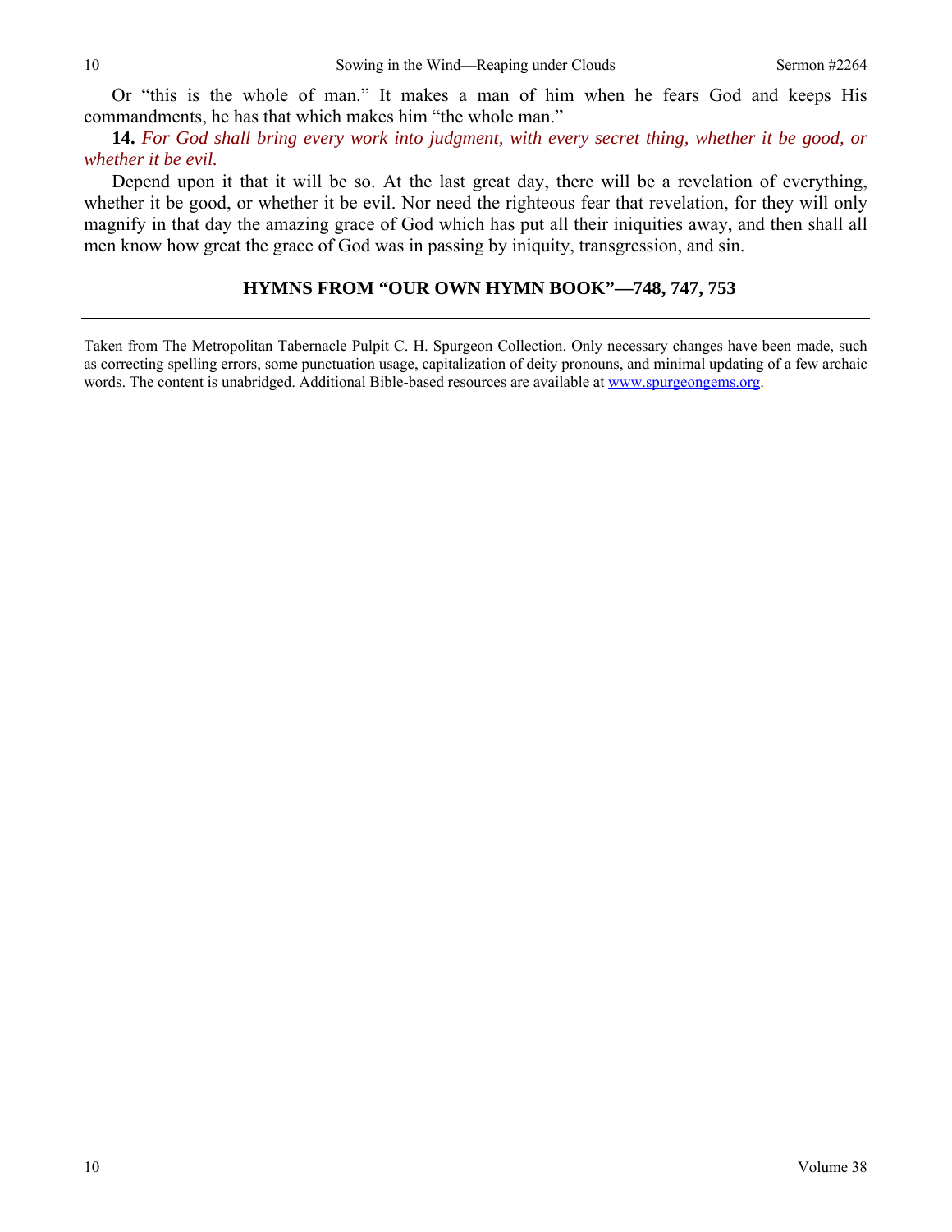Or "this is the whole of man." It makes a man of him when he fears God and keeps His commandments, he has that which makes him "the whole man."

**14.** *For God shall bring every work into judgment, with every secret thing, whether it be good, or whether it be evil.*

Depend upon it that it will be so. At the last great day, there will be a revelation of everything, whether it be good, or whether it be evil. Nor need the righteous fear that revelation, for they will only magnify in that day the amazing grace of God which has put all their iniquities away, and then shall all men know how great the grace of God was in passing by iniquity, transgression, and sin.

### HYMNS FROM "OUR OWN HYMN BOOK"—748, 747, 753

---

Taken from The Metropolitan Tabernacle Pulpit C. H. Spurgeon Collection. Only necessary changes have been made, such as correcting spelling errors, some punctuation usage, capitalization of deity pronouns, and minimal updating of a few archaic words. The content is unabridged. Additional Bible-based resources are available at www.spurgeongems.org.